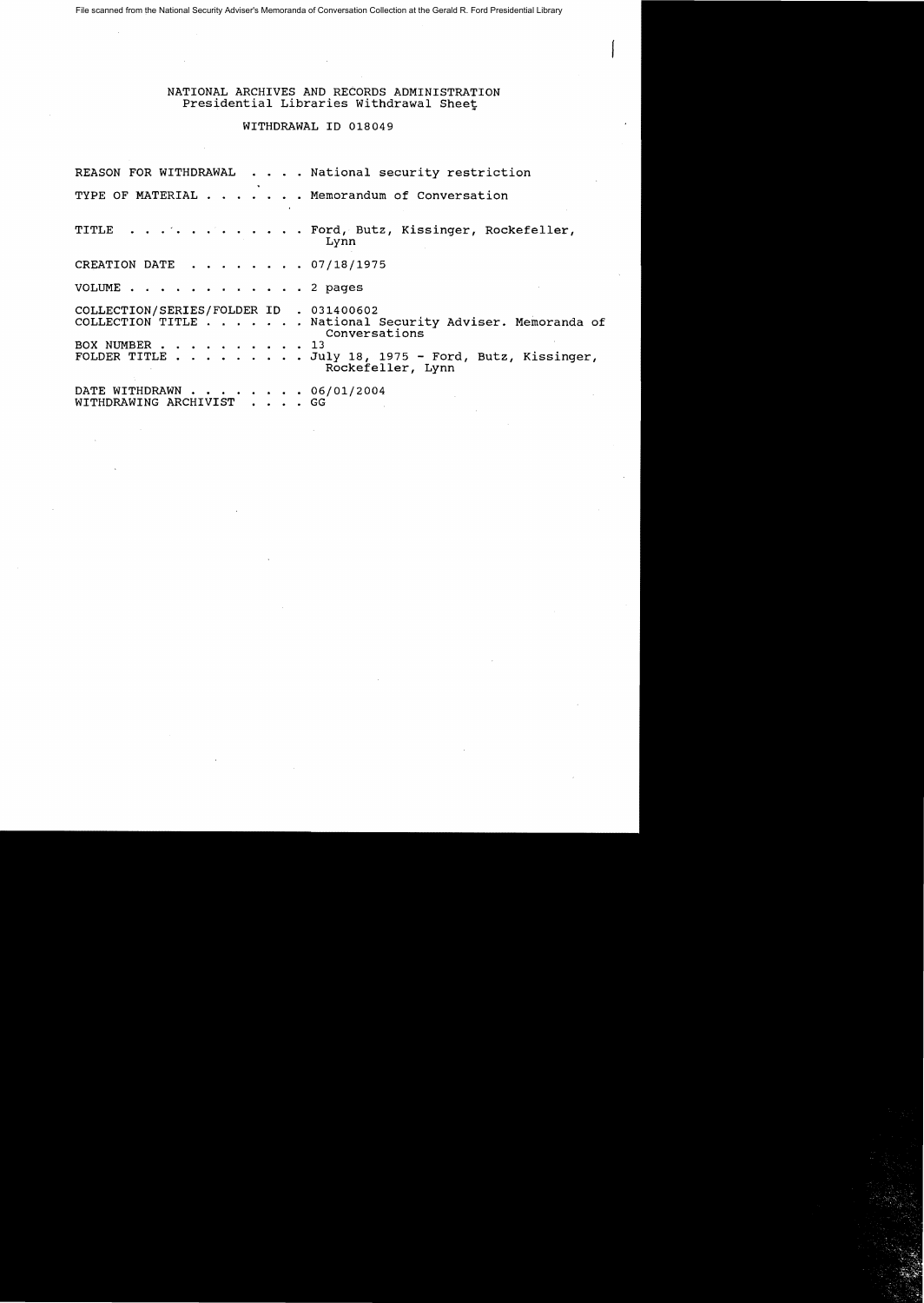File scanned from the National Security Adviser's Memoranda of Conversation Collection at the Gerald R. Ford Presidential Library

NATIONAL ARCHIVES AND RECORDS ADMINISTRATION
Presidential Libraries Withdrawal Sheet

WITHDRAWAL ID 018049

REASON FOR WITHDRAWAL . . . . National security restriction

TYPE OF MATERIAL . . . . . . . Memorandum of Conversation

TITLE . . . . . . . . . . . . Ford, Butz, Kissinger, Rockefeller, Lynn

CREATION DATE . . . . . . . . 07/18/1975

VOLUME . . . . . . . . . . . . 2 pages

COLLECTION/SERIES/FOLDER ID . 031400602
COLLECTION TITLE . . . . . . . National Security Adviser. Memoranda of Conversations
BOX NUMBER . . . . . . . . . . 13
FOLDER TITLE . . . . . . . . . July 18, 1975 - Ford, Butz, Kissinger, Rockefeller, Lynn

DATE WITHDRAWN . . . . . . . . 06/01/2004
WITHDRAWING ARCHIVIST . . . . GG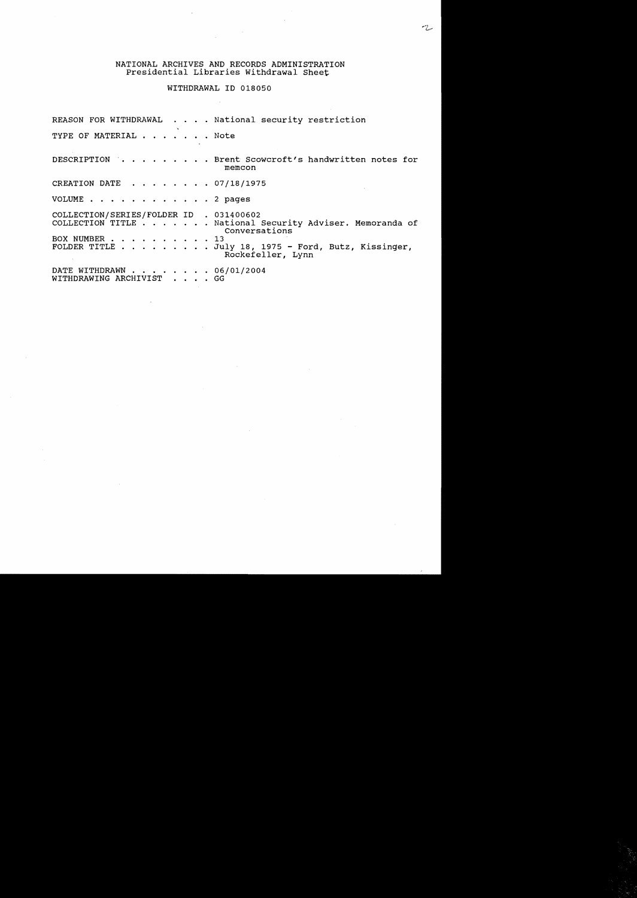NATIONAL ARCHIVES AND RECORDS ADMINISTRATION
Presidential Libraries Withdrawal Sheet

WITHDRAWAL ID 018050

REASON FOR WITHDRAWAL . . . . National security restriction

TYPE OF MATERIAL . . . . . . . Note

DESCRIPTION . . . . . . . . . Brent Scowcroft's handwritten notes for memcon

CREATION DATE . . . . . . . . 07/18/1975

VOLUME . . . . . . . . . . . . 2 pages

COLLECTION/SERIES/FOLDER ID . 031400602
COLLECTION TITLE . . . . . . . National Security Adviser. Memoranda of Conversations
BOX NUMBER . . . . . . . . . . 13
FOLDER TITLE . . . . . . . . . July 18, 1975 - Ford, Butz, Kissinger, Rockefeller, Lynn

DATE WITHDRAWN . . . . . . . . 06/01/2004
WITHDRAWING ARCHIVIST . . . . GG